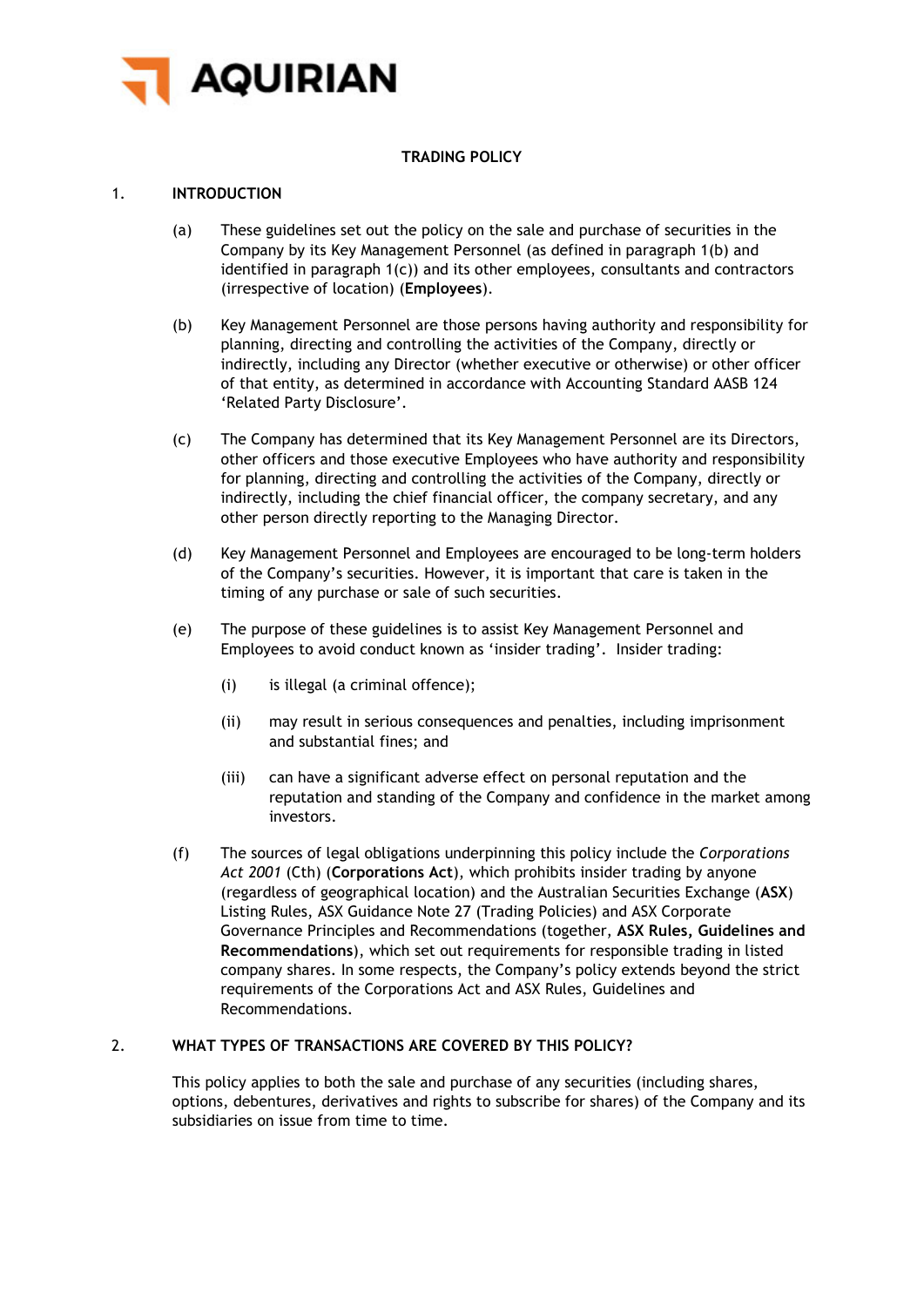AQUIRIAN

# TRADING POLICY

## 1. INTRODUCTION

(a) These guidelines set out the policy on the sale and purchase of securities in the Company by its Key Management Personnel (as defined in paragraph 1(b) and identified in paragraph 1(c)) and its other employees, consultants and contractors (irrespective of location) (**Employees**).

(b) Key Management Personnel are those persons having authority and responsibility for planning, directing and controlling the activities of the Company, directly or indirectly, including any Director (whether executive or otherwise) or other officer of that entity, as determined in accordance with Accounting Standard AASB 124 'Related Party Disclosure'.

(c) The Company has determined that its Key Management Personnel are its Directors, other officers and those executive Employees who have authority and responsibility for planning, directing and controlling the activities of the Company, directly or indirectly, including the chief financial officer, the company secretary, and any other person directly reporting to the Managing Director.

(d) Key Management Personnel and Employees are encouraged to be long-term holders of the Company's securities. However, it is important that care is taken in the timing of any purchase or sale of such securities.

(e) The purpose of these guidelines is to assist Key Management Personnel and Employees to avoid conduct known as 'insider trading'. Insider trading:

(i) is illegal (a criminal offence);

(ii) may result in serious consequences and penalties, including imprisonment and substantial fines; and

(iii) can have a significant adverse effect on personal reputation and the reputation and standing of the Company and confidence in the market among investors.

(f) The sources of legal obligations underpinning this policy include the *Corporations Act 2001* (Cth) (**Corporations Act**), which prohibits insider trading by anyone (regardless of geographical location) and the Australian Securities Exchange (**ASX**) Listing Rules, ASX Guidance Note 27 (Trading Policies) and ASX Corporate Governance Principles and Recommendations (together, **ASX Rules, Guidelines and Recommendations**), which set out requirements for responsible trading in listed company shares. In some respects, the Company's policy extends beyond the strict requirements of the Corporations Act and ASX Rules, Guidelines and Recommendations.

## 2. WHAT TYPES OF TRANSACTIONS ARE COVERED BY THIS POLICY?

This policy applies to both the sale and purchase of any securities (including shares, options, debentures, derivatives and rights to subscribe for shares) of the Company and its subsidiaries on issue from time to time.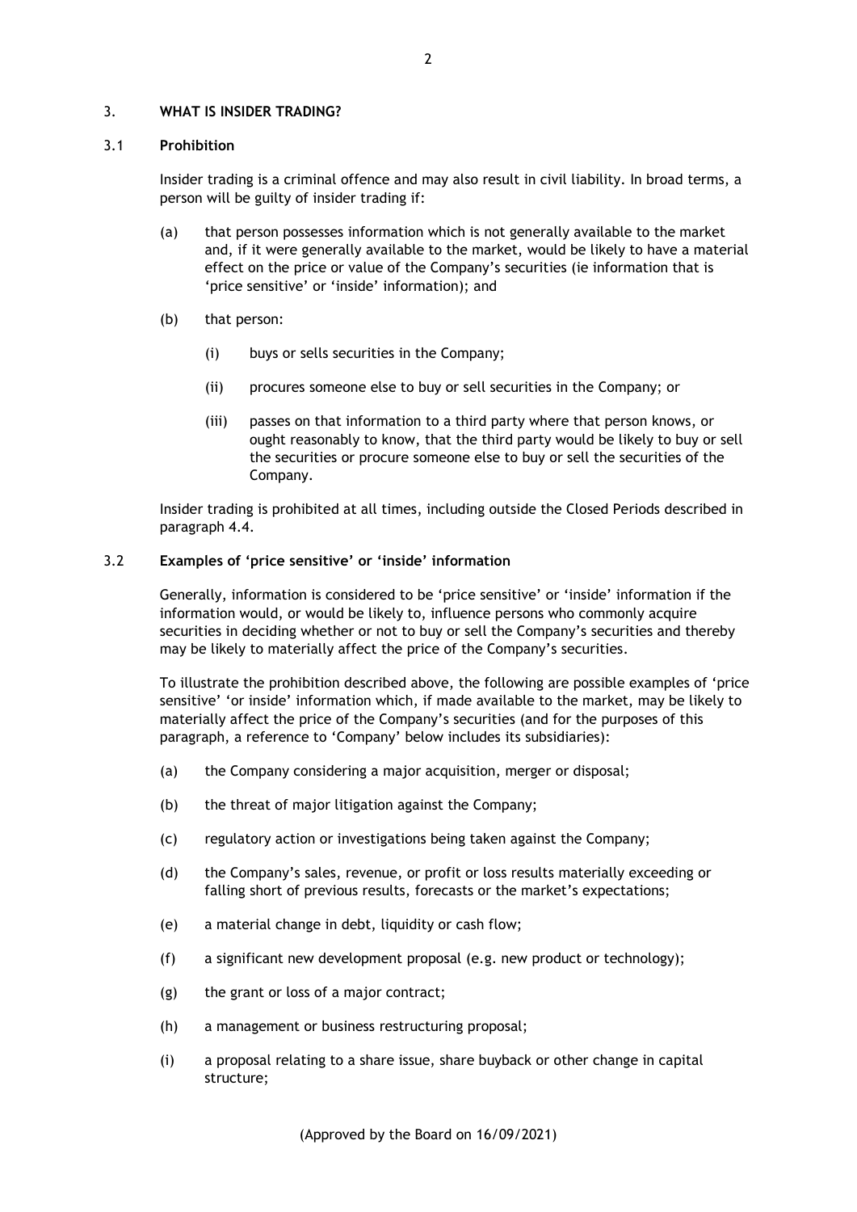## 3. WHAT IS INSIDER TRADING?

### 3.1 Prohibition

Insider trading is a criminal offence and may also result in civil liability. In broad terms, a person will be guilty of insider trading if:

(a) that person possesses information which is not generally available to the market and, if it were generally available to the market, would be likely to have a material effect on the price or value of the Company's securities (ie information that is 'price sensitive' or 'inside' information); and

(b) that person:

(i) buys or sells securities in the Company;

(ii) procures someone else to buy or sell securities in the Company; or

(iii) passes on that information to a third party where that person knows, or ought reasonably to know, that the third party would be likely to buy or sell the securities or procure someone else to buy or sell the securities of the Company.

Insider trading is prohibited at all times, including outside the Closed Periods described in paragraph 4.4.

### 3.2 Examples of 'price sensitive' or 'inside' information

Generally, information is considered to be 'price sensitive' or 'inside' information if the information would, or would be likely to, influence persons who commonly acquire securities in deciding whether or not to buy or sell the Company's securities and thereby may be likely to materially affect the price of the Company's securities.

To illustrate the prohibition described above, the following are possible examples of 'price sensitive' 'or inside' information which, if made available to the market, may be likely to materially affect the price of the Company's securities (and for the purposes of this paragraph, a reference to 'Company' below includes its subsidiaries):

(a) the Company considering a major acquisition, merger or disposal;

(b) the threat of major litigation against the Company;

(c) regulatory action or investigations being taken against the Company;

(d) the Company's sales, revenue, or profit or loss results materially exceeding or falling short of previous results, forecasts or the market's expectations;

(e) a material change in debt, liquidity or cash flow;

(f) a significant new development proposal (e.g. new product or technology);

(g) the grant or loss of a major contract;

(h) a management or business restructuring proposal;

(i) a proposal relating to a share issue, share buyback or other change in capital structure;

(Approved by the Board on 16/09/2021)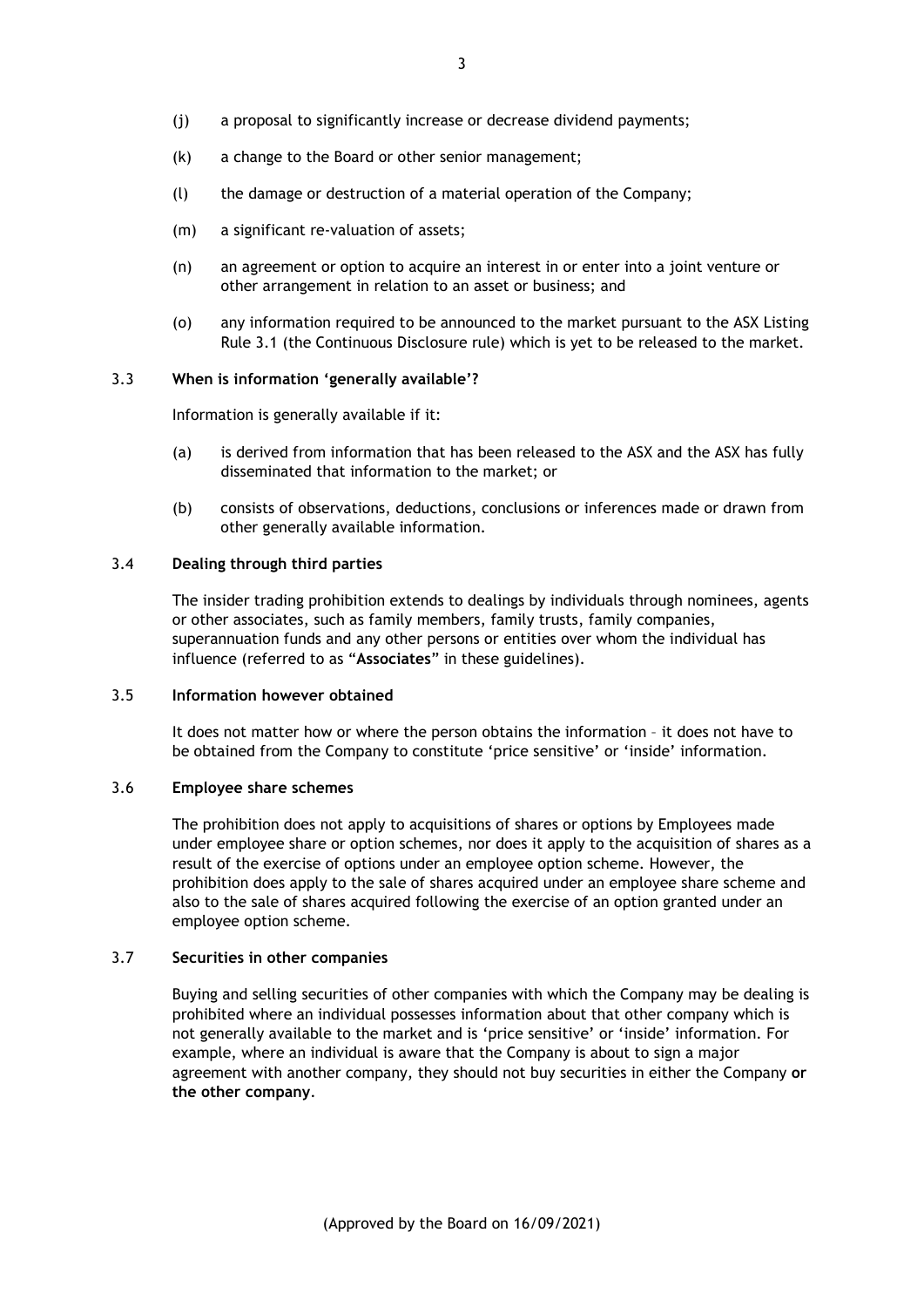(j) a proposal to significantly increase or decrease dividend payments;

(k) a change to the Board or other senior management;

(l) the damage or destruction of a material operation of the Company;

(m) a significant re-valuation of assets;

(n) an agreement or option to acquire an interest in or enter into a joint venture or other arrangement in relation to an asset or business; and

(o) any information required to be announced to the market pursuant to the ASX Listing Rule 3.1 (the Continuous Disclosure rule) which is yet to be released to the market.

### 3.3 When is information 'generally available'?

Information is generally available if it:

(a) is derived from information that has been released to the ASX and the ASX has fully disseminated that information to the market; or

(b) consists of observations, deductions, conclusions or inferences made or drawn from other generally available information.

### 3.4 Dealing through third parties

The insider trading prohibition extends to dealings by individuals through nominees, agents or other associates, such as family members, family trusts, family companies, superannuation funds and any other persons or entities over whom the individual has influence (referred to as "**Associates**" in these guidelines).

### 3.5 Information however obtained

It does not matter how or where the person obtains the information – it does not have to be obtained from the Company to constitute 'price sensitive' or 'inside' information.

### 3.6 Employee share schemes

The prohibition does not apply to acquisitions of shares or options by Employees made under employee share or option schemes, nor does it apply to the acquisition of shares as a result of the exercise of options under an employee option scheme. However, the prohibition does apply to the sale of shares acquired under an employee share scheme and also to the sale of shares acquired following the exercise of an option granted under an employee option scheme.

### 3.7 Securities in other companies

Buying and selling securities of other companies with which the Company may be dealing is prohibited where an individual possesses information about that other company which is not generally available to the market and is 'price sensitive' or 'inside' information. For example, where an individual is aware that the Company is about to sign a major agreement with another company, they should not buy securities in either the Company **or the other company**.

(Approved by the Board on 16/09/2021)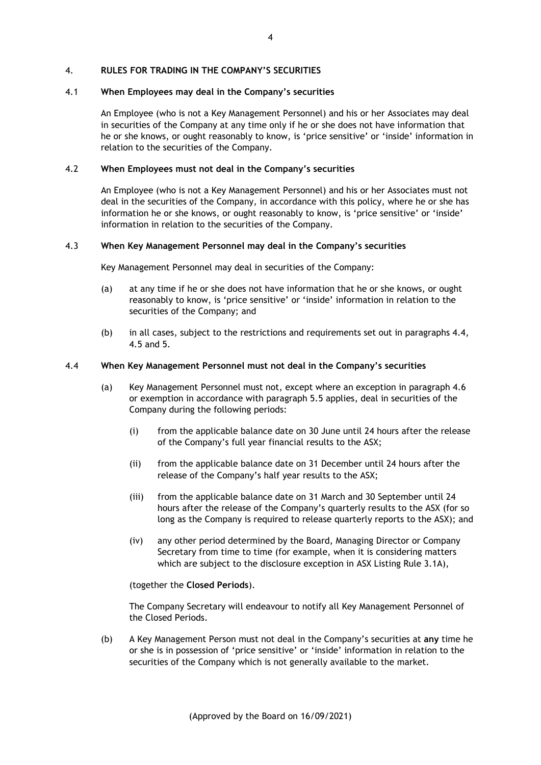## 4. RULES FOR TRADING IN THE COMPANY'S SECURITIES

### 4.1 When Employees may deal in the Company's securities

An Employee (who is not a Key Management Personnel) and his or her Associates may deal in securities of the Company at any time only if he or she does not have information that he or she knows, or ought reasonably to know, is 'price sensitive' or 'inside' information in relation to the securities of the Company.

### 4.2 When Employees must not deal in the Company's securities

An Employee (who is not a Key Management Personnel) and his or her Associates must not deal in the securities of the Company, in accordance with this policy, where he or she has information he or she knows, or ought reasonably to know, is 'price sensitive' or 'inside' information in relation to the securities of the Company.

### 4.3 When Key Management Personnel may deal in the Company's securities

Key Management Personnel may deal in securities of the Company:

(a) at any time if he or she does not have information that he or she knows, or ought reasonably to know, is 'price sensitive' or 'inside' information in relation to the securities of the Company; and

(b) in all cases, subject to the restrictions and requirements set out in paragraphs 4.4, 4.5 and 5.

### 4.4 When Key Management Personnel must not deal in the Company's securities

(a) Key Management Personnel must not, except where an exception in paragraph 4.6 or exemption in accordance with paragraph 5.5 applies, deal in securities of the Company during the following periods:

(i) from the applicable balance date on 30 June until 24 hours after the release of the Company's full year financial results to the ASX;

(ii) from the applicable balance date on 31 December until 24 hours after the release of the Company's half year results to the ASX;

(iii) from the applicable balance date on 31 March and 30 September until 24 hours after the release of the Company's quarterly results to the ASX (for so long as the Company is required to release quarterly reports to the ASX); and

(iv) any other period determined by the Board, Managing Director or Company Secretary from time to time (for example, when it is considering matters which are subject to the disclosure exception in ASX Listing Rule 3.1A),

(together the **Closed Periods**).

The Company Secretary will endeavour to notify all Key Management Personnel of the Closed Periods.

(b) A Key Management Person must not deal in the Company's securities at **any** time he or she is in possession of 'price sensitive' or 'inside' information in relation to the securities of the Company which is not generally available to the market.

(Approved by the Board on 16/09/2021)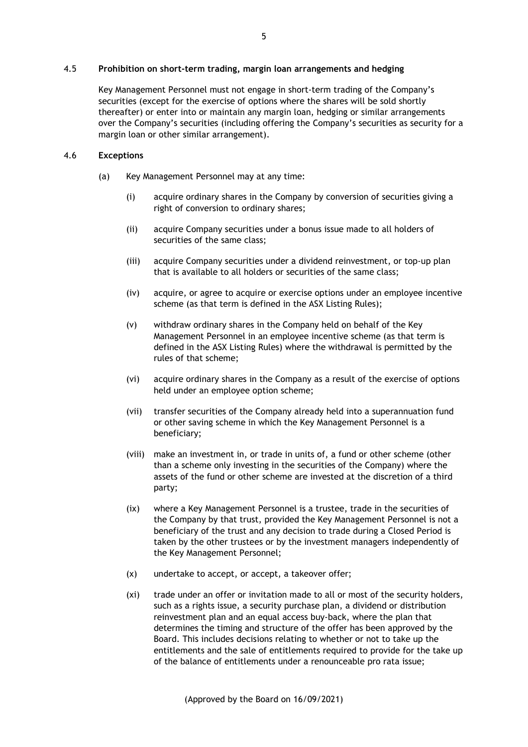### 4.5 Prohibition on short-term trading, margin loan arrangements and hedging

Key Management Personnel must not engage in short-term trading of the Company's securities (except for the exercise of options where the shares will be sold shortly thereafter) or enter into or maintain any margin loan, hedging or similar arrangements over the Company's securities (including offering the Company's securities as security for a margin loan or other similar arrangement).

### 4.6 Exceptions

(a) Key Management Personnel may at any time:

(i) acquire ordinary shares in the Company by conversion of securities giving a right of conversion to ordinary shares;

(ii) acquire Company securities under a bonus issue made to all holders of securities of the same class;

(iii) acquire Company securities under a dividend reinvestment, or top-up plan that is available to all holders or securities of the same class;

(iv) acquire, or agree to acquire or exercise options under an employee incentive scheme (as that term is defined in the ASX Listing Rules);

(v) withdraw ordinary shares in the Company held on behalf of the Key Management Personnel in an employee incentive scheme (as that term is defined in the ASX Listing Rules) where the withdrawal is permitted by the rules of that scheme;

(vi) acquire ordinary shares in the Company as a result of the exercise of options held under an employee option scheme;

(vii) transfer securities of the Company already held into a superannuation fund or other saving scheme in which the Key Management Personnel is a beneficiary;

(viii) make an investment in, or trade in units of, a fund or other scheme (other than a scheme only investing in the securities of the Company) where the assets of the fund or other scheme are invested at the discretion of a third party;

(ix) where a Key Management Personnel is a trustee, trade in the securities of the Company by that trust, provided the Key Management Personnel is not a beneficiary of the trust and any decision to trade during a Closed Period is taken by the other trustees or by the investment managers independently of the Key Management Personnel;

(x) undertake to accept, or accept, a takeover offer;

(xi) trade under an offer or invitation made to all or most of the security holders, such as a rights issue, a security purchase plan, a dividend or distribution reinvestment plan and an equal access buy-back, where the plan that determines the timing and structure of the offer has been approved by the Board. This includes decisions relating to whether or not to take up the entitlements and the sale of entitlements required to provide for the take up of the balance of entitlements under a renounceable pro rata issue;

(Approved by the Board on 16/09/2021)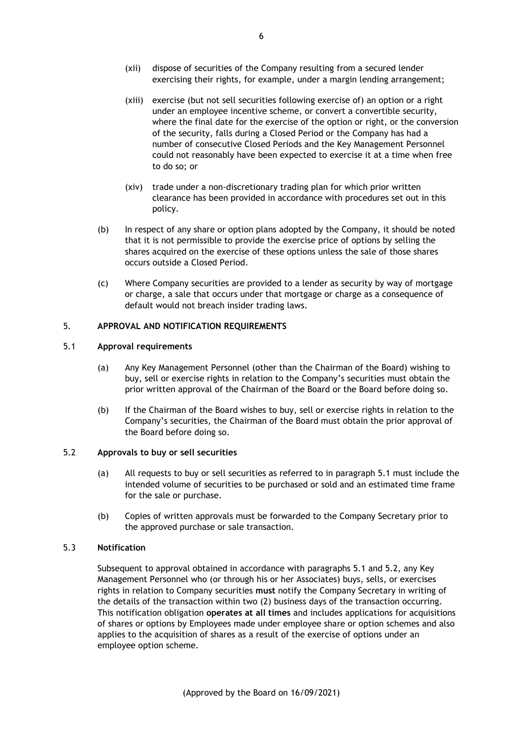(xii) dispose of securities of the Company resulting from a secured lender exercising their rights, for example, under a margin lending arrangement;

(xiii) exercise (but not sell securities following exercise of) an option or a right under an employee incentive scheme, or convert a convertible security, where the final date for the exercise of the option or right, or the conversion of the security, falls during a Closed Period or the Company has had a number of consecutive Closed Periods and the Key Management Personnel could not reasonably have been expected to exercise it at a time when free to do so; or

(xiv) trade under a non-discretionary trading plan for which prior written clearance has been provided in accordance with procedures set out in this policy.

(b) In respect of any share or option plans adopted by the Company, it should be noted that it is not permissible to provide the exercise price of options by selling the shares acquired on the exercise of these options unless the sale of those shares occurs outside a Closed Period.

(c) Where Company securities are provided to a lender as security by way of mortgage or charge, a sale that occurs under that mortgage or charge as a consequence of default would not breach insider trading laws.

## 5. APPROVAL AND NOTIFICATION REQUIREMENTS

### 5.1 Approval requirements

(a) Any Key Management Personnel (other than the Chairman of the Board) wishing to buy, sell or exercise rights in relation to the Company's securities must obtain the prior written approval of the Chairman of the Board or the Board before doing so.

(b) If the Chairman of the Board wishes to buy, sell or exercise rights in relation to the Company's securities, the Chairman of the Board must obtain the prior approval of the Board before doing so.

### 5.2 Approvals to buy or sell securities

(a) All requests to buy or sell securities as referred to in paragraph 5.1 must include the intended volume of securities to be purchased or sold and an estimated time frame for the sale or purchase.

(b) Copies of written approvals must be forwarded to the Company Secretary prior to the approved purchase or sale transaction.

### 5.3 Notification

Subsequent to approval obtained in accordance with paragraphs 5.1 and 5.2, any Key Management Personnel who (or through his or her Associates) buys, sells, or exercises rights in relation to Company securities **must** notify the Company Secretary in writing of the details of the transaction within two (2) business days of the transaction occurring. This notification obligation **operates at all times** and includes applications for acquisitions of shares or options by Employees made under employee share or option schemes and also applies to the acquisition of shares as a result of the exercise of options under an employee option scheme.

(Approved by the Board on 16/09/2021)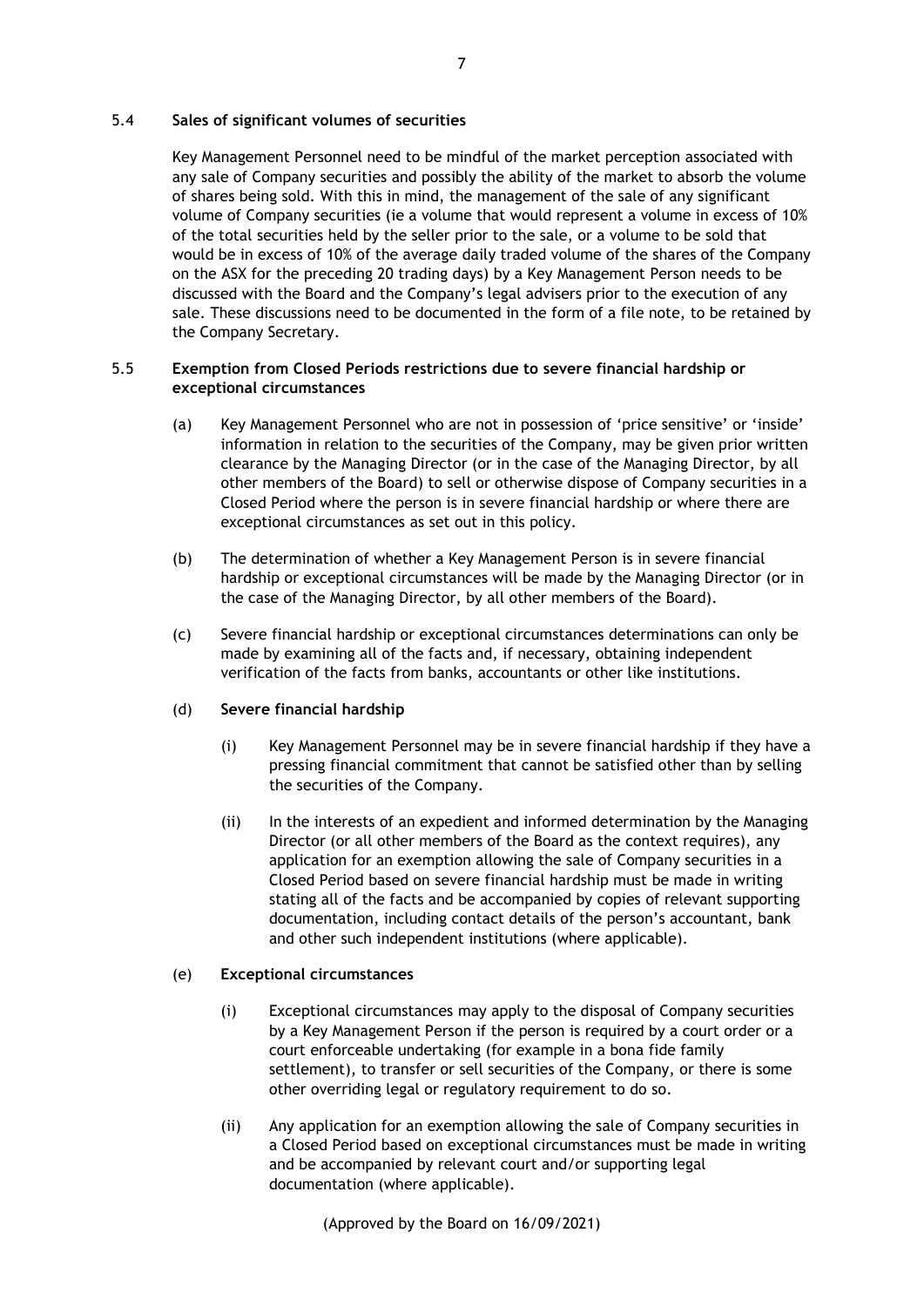### 5.4 Sales of significant volumes of securities

Key Management Personnel need to be mindful of the market perception associated with any sale of Company securities and possibly the ability of the market to absorb the volume of shares being sold. With this in mind, the management of the sale of any significant volume of Company securities (ie a volume that would represent a volume in excess of 10% of the total securities held by the seller prior to the sale, or a volume to be sold that would be in excess of 10% of the average daily traded volume of the shares of the Company on the ASX for the preceding 20 trading days) by a Key Management Person needs to be discussed with the Board and the Company's legal advisers prior to the execution of any sale. These discussions need to be documented in the form of a file note, to be retained by the Company Secretary.

### 5.5 Exemption from Closed Periods restrictions due to severe financial hardship or exceptional circumstances

(a) Key Management Personnel who are not in possession of 'price sensitive' or 'inside' information in relation to the securities of the Company, may be given prior written clearance by the Managing Director (or in the case of the Managing Director, by all other members of the Board) to sell or otherwise dispose of Company securities in a Closed Period where the person is in severe financial hardship or where there are exceptional circumstances as set out in this policy.

(b) The determination of whether a Key Management Person is in severe financial hardship or exceptional circumstances will be made by the Managing Director (or in the case of the Managing Director, by all other members of the Board).

(c) Severe financial hardship or exceptional circumstances determinations can only be made by examining all of the facts and, if necessary, obtaining independent verification of the facts from banks, accountants or other like institutions.

(d) **Severe financial hardship**

(i) Key Management Personnel may be in severe financial hardship if they have a pressing financial commitment that cannot be satisfied other than by selling the securities of the Company.

(ii) In the interests of an expedient and informed determination by the Managing Director (or all other members of the Board as the context requires), any application for an exemption allowing the sale of Company securities in a Closed Period based on severe financial hardship must be made in writing stating all of the facts and be accompanied by copies of relevant supporting documentation, including contact details of the person's accountant, bank and other such independent institutions (where applicable).

(e) **Exceptional circumstances**

(i) Exceptional circumstances may apply to the disposal of Company securities by a Key Management Person if the person is required by a court order or a court enforceable undertaking (for example in a bona fide family settlement), to transfer or sell securities of the Company, or there is some other overriding legal or regulatory requirement to do so.

(ii) Any application for an exemption allowing the sale of Company securities in a Closed Period based on exceptional circumstances must be made in writing and be accompanied by relevant court and/or supporting legal documentation (where applicable).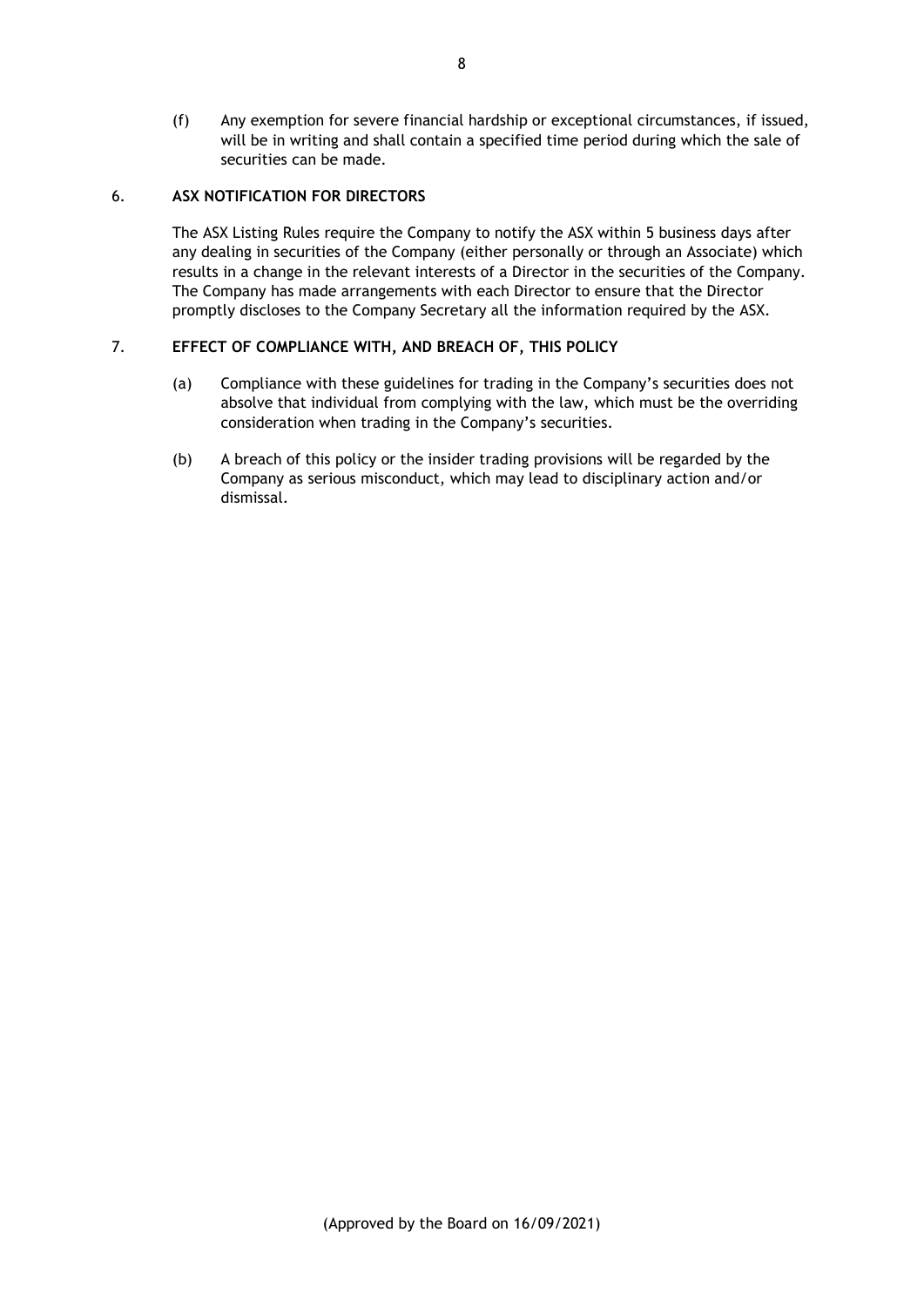(f) Any exemption for severe financial hardship or exceptional circumstances, if issued, will be in writing and shall contain a specified time period during which the sale of securities can be made.

## 6. ASX NOTIFICATION FOR DIRECTORS

The ASX Listing Rules require the Company to notify the ASX within 5 business days after any dealing in securities of the Company (either personally or through an Associate) which results in a change in the relevant interests of a Director in the securities of the Company. The Company has made arrangements with each Director to ensure that the Director promptly discloses to the Company Secretary all the information required by the ASX.

## 7. EFFECT OF COMPLIANCE WITH, AND BREACH OF, THIS POLICY

(a) Compliance with these guidelines for trading in the Company's securities does not absolve that individual from complying with the law, which must be the overriding consideration when trading in the Company's securities.

(b) A breach of this policy or the insider trading provisions will be regarded by the Company as serious misconduct, which may lead to disciplinary action and/or dismissal.

(Approved by the Board on 16/09/2021)